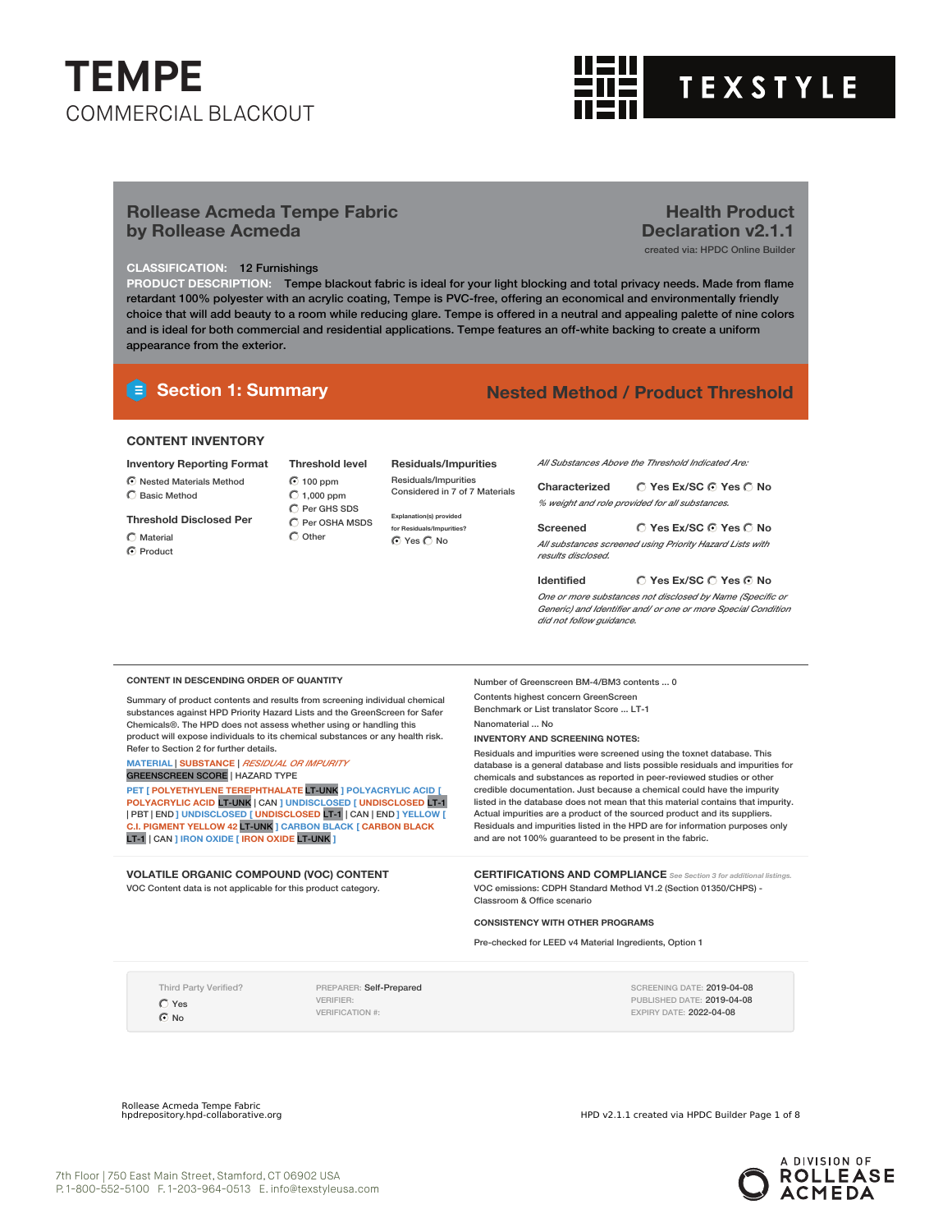# TEMPE

COMMERCIAL BLACKOUT

TEXSTYLE

## Rollease Acmeda Tempe Fabric by Rollease Acmeda

**Health Product Declaration v2.1.1**

created via: HPDC Online Builder

**CLASSIFICATION:** 12 Furnishings

**PRODUCT DESCRIPTION:** Tempe blackout fabric is ideal for your light blocking and total privacy needs. Made from flame retardant 100% polyester with an acrylic coating, Tempe is PVC-free, offering an economical and environmentally friendly choice that will add beauty to a room while reducing glare. Tempe is offered in a neutral and appealing palette of nine colors and is ideal for both commercial and residential applications. Tempe features an off-white backing to create a uniform appearance from the exterior.

## Section 1: Summary

**Nested Method / Product Threshold**

### CONTENT INVENTORY

**Inventory Reporting Format**

- (•) Nested Materials Method
- ( ) Basic Method

**Threshold Disclosed Per**

- ( ) Material
- (•) Product

**Threshold level**

- (•) 100 ppm
- ( ) 1,000 ppm
- ( ) Per GHS SDS
- ( ) Per OSHA MSDS
- ( ) Other

**Residuals/Impurities**

Residuals/Impurities Considered in 7 of 7 Materials

Explanation(s) provided for Residuals/Impurities?

(•) Yes ( ) No

*All Substances Above the Threshold Indicated Are:*

**Characterized** ( ) Yes Ex/SC (•) Yes ( ) No

*% weight and role provided for all substances.*

**Screened** ( ) Yes Ex/SC (•) Yes ( ) No

*All substances screened using Priority Hazard Lists with results disclosed.*

**Identified** ( ) Yes Ex/SC ( ) Yes (•) No

*One or more substances not disclosed by Name (Specific or Generic) and Identifier and/ or one or more Special Condition did not follow guidance.*

#### CONTENT IN DESCENDING ORDER OF QUANTITY

Summary of product contents and results from screening individual chemical substances against HPD Priority Hazard Lists and the GreenScreen for Safer Chemicals®. The HPD does not assess whether using or handling this product will expose individuals to its chemical substances or any health risk. Refer to Section 2 for further details.

MATERIAL | SUBSTANCE | *RESIDUAL OR IMPURITY*
GREENSCREEN SCORE | HAZARD TYPE

PET [ POLYETHYLENE TEREPHTHALATE LT-UNK ] POLYACRYLIC ACID [ POLYACRYLIC ACID LT-UNK | CAN ] UNDISCLOSED [ UNDISCLOSED LT-1 | PBT | END ] UNDISCLOSED [ UNDISCLOSED LT-1 | CAN | END ] YELLOW [ C.I. PIGMENT YELLOW 42 LT-UNK ] CARBON BLACK [ CARBON BLACK LT-1 | CAN ] IRON OXIDE [ IRON OXIDE LT-UNK ]

Number of Greenscreen BM-4/BM3 contents ... 0

Contents highest concern GreenScreen Benchmark or List translator Score ... LT-1

Nanomaterial ... No

#### INVENTORY AND SCREENING NOTES:

Residuals and impurities were screened using the toxnet database. This database is a general database and lists possible residuals and impurities for chemicals and substances as reported in peer-reviewed studies or other credible documentation. Just because a chemical could have the impurity listed in the database does not mean that this material contains that impurity. Actual impurities are a product of the sourced product and its suppliers. Residuals and impurities listed in the HPD are for information purposes only and are not 100% guaranteed to be present in the fabric.

### VOLATILE ORGANIC COMPOUND (VOC) CONTENT

VOC Content data is not applicable for this product category.

### CERTIFICATIONS AND COMPLIANCE

*See Section 3 for additional listings.*

VOC emissions: CDPH Standard Method V1.2 (Section 01350/CHPS) - Classroom & Office scenario

#### CONSISTENCY WITH OTHER PROGRAMS

Pre-checked for LEED v4 Material Ingredients, Option 1

Third Party Verified?

- ( ) Yes
- (•) No

PREPARER: Self-Prepared
VERIFIER:
VERIFICATION #:

SCREENING DATE: 2019-04-08
PUBLISHED DATE: 2019-04-08
EXPIRY DATE: 2022-04-08

Rollease Acmeda Tempe Fabric
hpdrepository.hpd-collaborative.org

7th Floor | 750 East Main Street, Stamford, CT 06902 USA
P. 1-800-552-5100 F. 1-203-964-0513 E. info@texstyleusa.com

A DIVISION OF ROLLEASE ACMEDA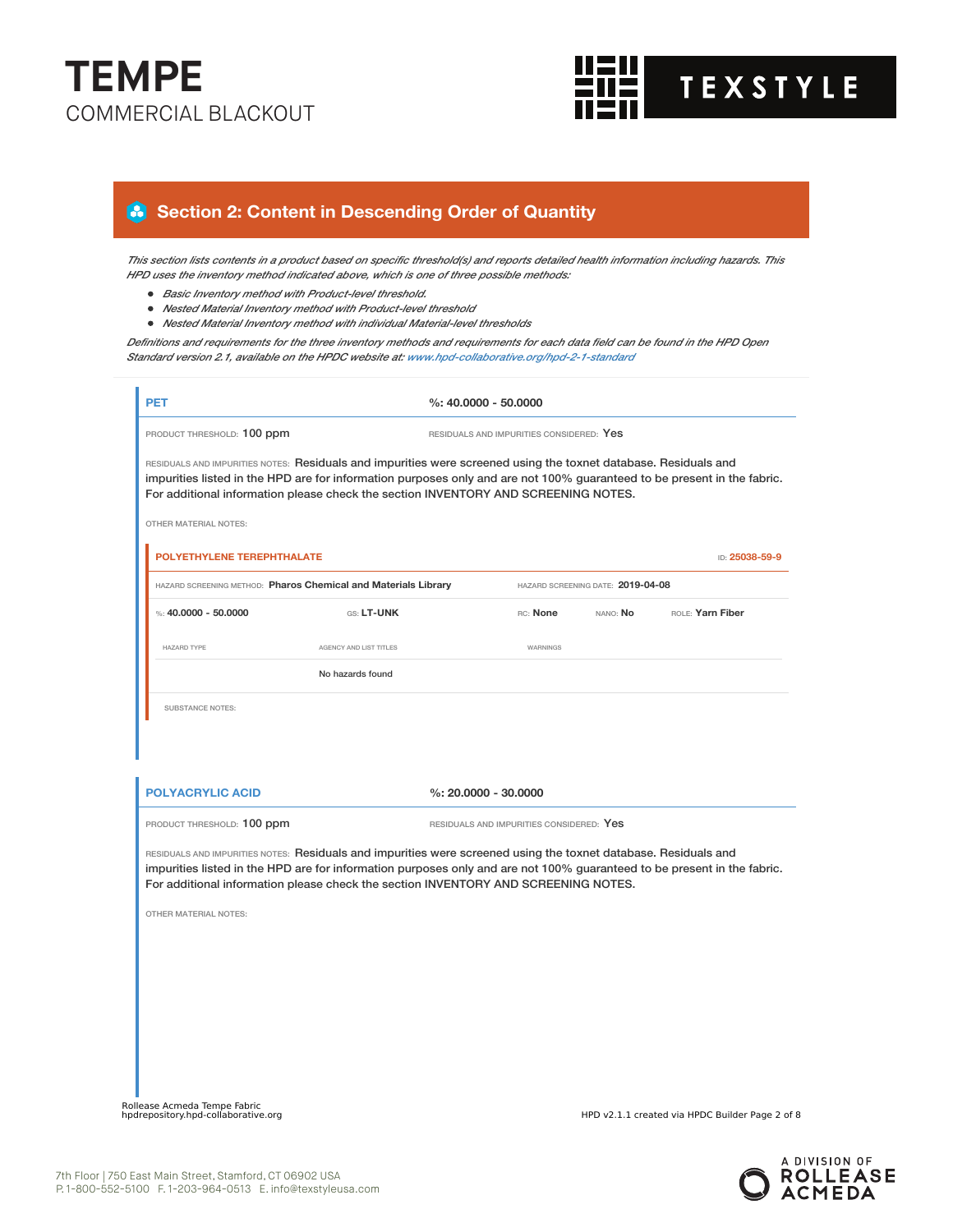# TEMPE
COMMERCIAL BLACKOUT

## Section 2: Content in Descending Order of Quantity

*This section lists contents in a product based on specific threshold(s) and reports detailed health information including hazards. This HPD uses the inventory method indicated above, which is one of three possible methods:*

- *Basic Inventory method with Product-level threshold.*
- *Nested Material Inventory method with Product-level threshold*
- *Nested Material Inventory method with individual Material-level thresholds*

*Definitions and requirements for the three inventory methods and requirements for each data field can be found in the HPD Open Standard version 2.1, available on the HPDC website at: www.hpd-collaborative.org/hpd-2-1-standard*

### PET

**%: 40.0000 - 50.0000**

PRODUCT THRESHOLD: 100 ppm

RESIDUALS AND IMPURITIES CONSIDERED: Yes

RESIDUALS AND IMPURITIES NOTES: Residuals and impurities were screened using the toxnet database. Residuals and impurities listed in the HPD are for information purposes only and are not 100% guaranteed to be present in the fabric. For additional information please check the section INVENTORY AND SCREENING NOTES.

OTHER MATERIAL NOTES:

#### POLYETHYLENE TEREPHTHALATE

ID: 25038-59-9

HAZARD SCREENING METHOD: Pharos Chemical and Materials Library

HAZARD SCREENING DATE: 2019-04-08

%: 40.0000 - 50.0000 | GS: LT-UNK | RC: None | NANO: No | ROLE: Yarn Fiber

| HAZARD TYPE | AGENCY AND LIST TITLES | WARNINGS |
|---|---|---|
| | No hazards found | |

SUBSTANCE NOTES:

### POLYACRYLIC ACID

**%: 20.0000 - 30.0000**

PRODUCT THRESHOLD: 100 ppm

RESIDUALS AND IMPURITIES CONSIDERED: Yes

RESIDUALS AND IMPURITIES NOTES: Residuals and impurities were screened using the toxnet database. Residuals and impurities listed in the HPD are for information purposes only and are not 100% guaranteed to be present in the fabric. For additional information please check the section INVENTORY AND SCREENING NOTES.

OTHER MATERIAL NOTES: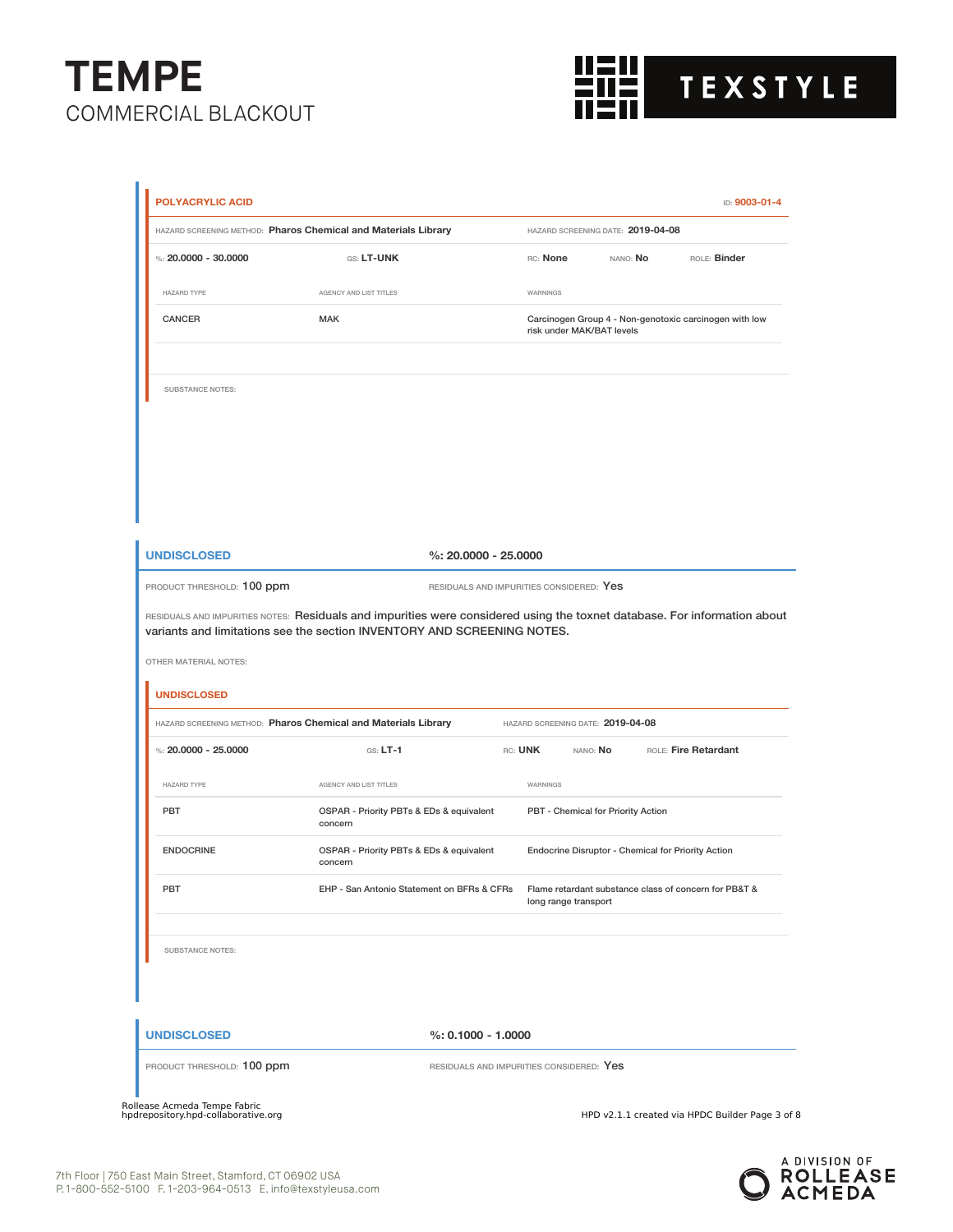## POLYACRYLIC ACID

ID: 9003-01-4

HAZARD SCREENING METHOD: **Pharos Chemical and Materials Library** HAZARD SCREENING DATE: **2019-04-08**

%: **20.0000 - 30.0000** GS: **LT-UNK** RC: **None** NANO: **No** ROLE: **Binder**

| HAZARD TYPE | AGENCY AND LIST TITLES | WARNINGS |
|---|---|---|
| CANCER | MAK | Carcinogen Group 4 - Non-genotoxic carcinogen with low risk under MAK/BAT levels |

SUBSTANCE NOTES:

## UNDISCLOSED

%: **20.0000 - 25.0000**

PRODUCT THRESHOLD: 100 ppm RESIDUALS AND IMPURITIES CONSIDERED: Yes

RESIDUALS AND IMPURITIES NOTES: Residuals and impurities were considered using the toxnet database. For information about variants and limitations see the section INVENTORY AND SCREENING NOTES.

OTHER MATERIAL NOTES:

### UNDISCLOSED

HAZARD SCREENING METHOD: **Pharos Chemical and Materials Library** HAZARD SCREENING DATE: **2019-04-08**

%: **20.0000 - 25.0000** GS: **LT-1** RC: **UNK** NANO: **No** ROLE: **Fire Retardant**

| HAZARD TYPE | AGENCY AND LIST TITLES | WARNINGS |
|---|---|---|
| PBT | OSPAR - Priority PBTs & EDs & equivalent concern | PBT - Chemical for Priority Action |
| ENDOCRINE | OSPAR - Priority PBTs & EDs & equivalent concern | Endocrine Disruptor - Chemical for Priority Action |
| PBT | EHP - San Antonio Statement on BFRs & CFRs | Flame retardant substance class of concern for PB&T & long range transport |

SUBSTANCE NOTES:

## UNDISCLOSED

%: **0.1000 - 1.0000**

PRODUCT THRESHOLD: 100 ppm RESIDUALS AND IMPURITIES CONSIDERED: Yes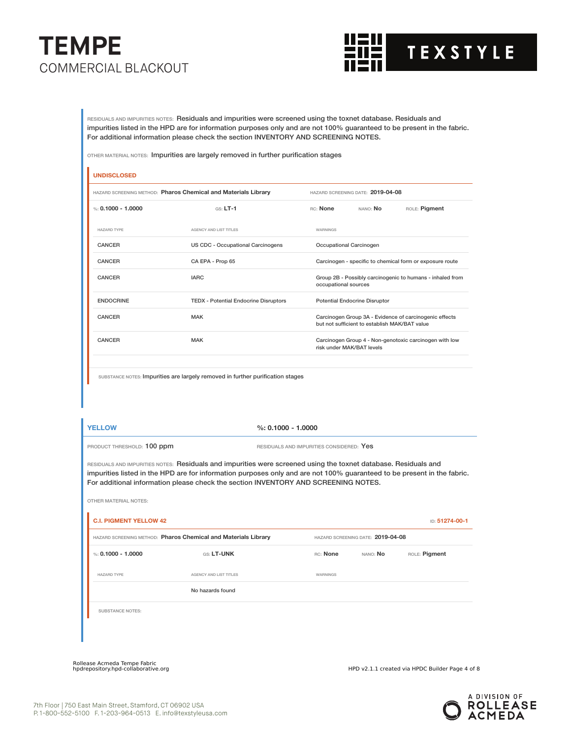RESIDUALS AND IMPURITIES NOTES: Residuals and impurities were screened using the toxnet database. Residuals and impurities listed in the HPD are for information purposes only and are not 100% guaranteed to be present in the fabric. For additional information please check the section INVENTORY AND SCREENING NOTES.

OTHER MATERIAL NOTES: Impurities are largely removed in further purification stages

### UNDISCLOSED

HAZARD SCREENING METHOD: **Pharos Chemical and Materials Library** HAZARD SCREENING DATE: **2019-04-08**

%: **0.1000 - 1.0000** GS: **LT-1** RC: **None** NANO: **No** ROLE: **Pigment**

| HAZARD TYPE | AGENCY AND LIST TITLES | WARNINGS |
|---|---|---|
| CANCER | US CDC - Occupational Carcinogens | Occupational Carcinogen |
| CANCER | CA EPA - Prop 65 | Carcinogen - specific to chemical form or exposure route |
| CANCER | IARC | Group 2B - Possibly carcinogenic to humans - inhaled from occupational sources |
| ENDOCRINE | TEDX - Potential Endocrine Disruptors | Potential Endocrine Disruptor |
| CANCER | MAK | Carcinogen Group 3A - Evidence of carcinogenic effects but not sufficient to establish MAK/BAT value |
| CANCER | MAK | Carcinogen Group 4 - Non-genotoxic carcinogen with low risk under MAK/BAT levels |

SUBSTANCE NOTES: Impurities are largely removed in further purification stages

## YELLOW

%: **0.1000 - 1.0000**

PRODUCT THRESHOLD: 100 ppm RESIDUALS AND IMPURITIES CONSIDERED: Yes

RESIDUALS AND IMPURITIES NOTES: Residuals and impurities were screened using the toxnet database. Residuals and impurities listed in the HPD are for information purposes only and are not 100% guaranteed to be present in the fabric. For additional information please check the section INVENTORY AND SCREENING NOTES.

OTHER MATERIAL NOTES:

### C.I. PIGMENT YELLOW 42

ID: 51274-00-1

HAZARD SCREENING METHOD: **Pharos Chemical and Materials Library** HAZARD SCREENING DATE: **2019-04-08**

%: **0.1000 - 1.0000** GS: **LT-UNK** RC: **None** NANO: **No** ROLE: **Pigment**

| HAZARD TYPE | AGENCY AND LIST TITLES | WARNINGS |
|---|---|---|
| | No hazards found | |

SUBSTANCE NOTES: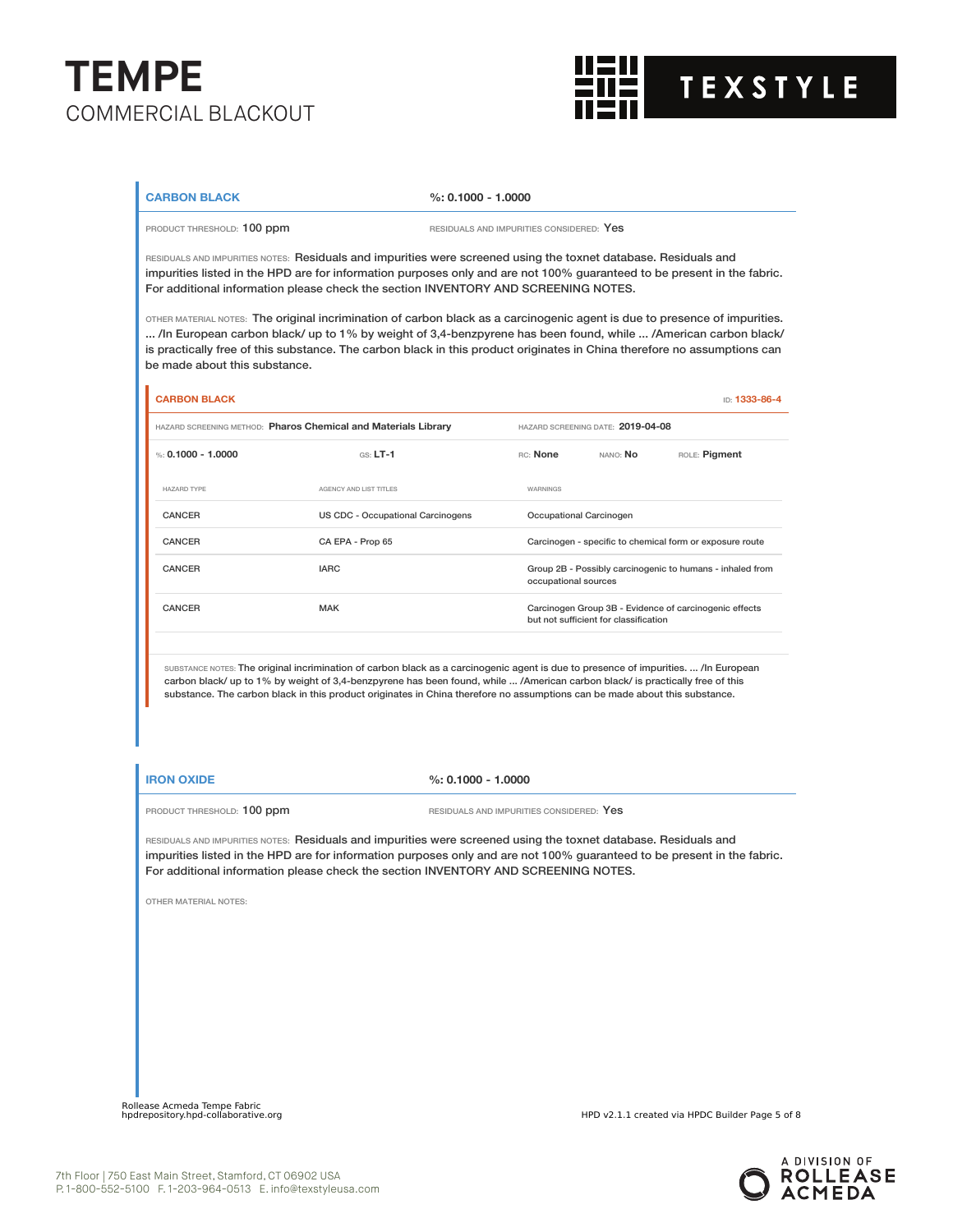### CARBON BLACK

**%: 0.1000 - 1.0000**

PRODUCT THRESHOLD: 100 ppm

RESIDUALS AND IMPURITIES CONSIDERED: Yes

RESIDUALS AND IMPURITIES NOTES: Residuals and impurities were screened using the toxnet database. Residuals and impurities listed in the HPD are for information purposes only and are not 100% guaranteed to be present in the fabric. For additional information please check the section INVENTORY AND SCREENING NOTES.

OTHER MATERIAL NOTES: The original incrimination of carbon black as a carcinogenic agent is due to presence of impurities. ... /In European carbon black/ up to 1% by weight of 3,4-benzpyrene has been found, while ... /American carbon black/ is practically free of this substance. The carbon black in this product originates in China therefore no assumptions can be made about this substance.

#### CARBON BLACK

ID: 1333-86-4

HAZARD SCREENING METHOD: **Pharos Chemical and Materials Library**

HAZARD SCREENING DATE: **2019-04-08**

%: **0.1000 - 1.0000** | GS: **LT-1** | RC: **None** | NANO: **No** | ROLE: **Pigment**

| HAZARD TYPE | AGENCY AND LIST TITLES | WARNINGS |
|---|---|---|
| CANCER | US CDC - Occupational Carcinogens | Occupational Carcinogen |
| CANCER | CA EPA - Prop 65 | Carcinogen - specific to chemical form or exposure route |
| CANCER | IARC | Group 2B - Possibly carcinogenic to humans - inhaled from occupational sources |
| CANCER | MAK | Carcinogen Group 3B - Evidence of carcinogenic effects but not sufficient for classification |

SUBSTANCE NOTES: The original incrimination of carbon black as a carcinogenic agent is due to presence of impurities. ... /In European carbon black/ up to 1% by weight of 3,4-benzpyrene has been found, while ... /American carbon black/ is practically free of this substance. The carbon black in this product originates in China therefore no assumptions can be made about this substance.

### IRON OXIDE

**%: 0.1000 - 1.0000**

PRODUCT THRESHOLD: 100 ppm

RESIDUALS AND IMPURITIES CONSIDERED: Yes

RESIDUALS AND IMPURITIES NOTES: Residuals and impurities were screened using the toxnet database. Residuals and impurities listed in the HPD are for information purposes only and are not 100% guaranteed to be present in the fabric. For additional information please check the section INVENTORY AND SCREENING NOTES.

OTHER MATERIAL NOTES: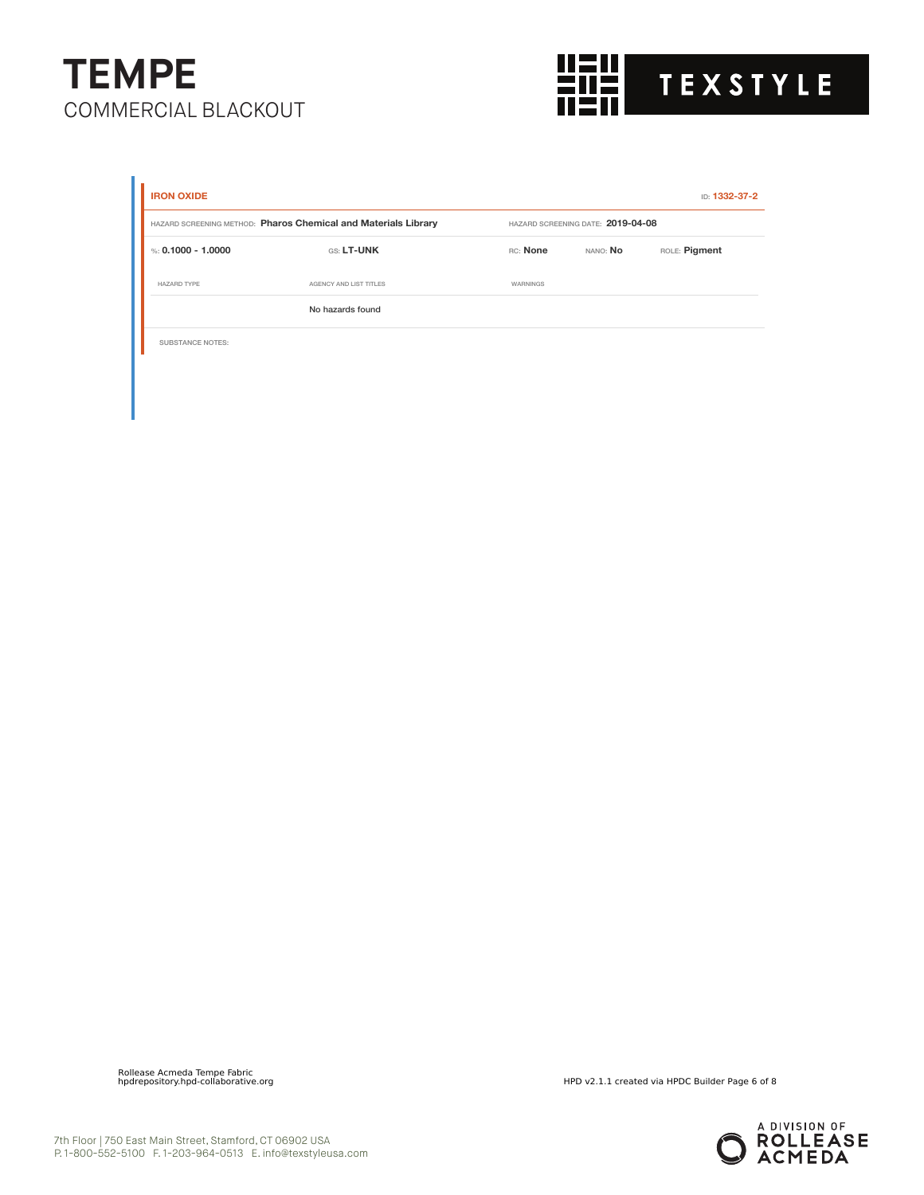**IRON OXIDE** ID: **1332-37-2**

HAZARD SCREENING METHOD: **Pharos Chemical and Materials Library** HAZARD SCREENING DATE: **2019-04-08**

%: **0.1000 - 1.0000** GS: **LT-UNK** RC: **None** NANO: **No** ROLE: **Pigment**

| HAZARD TYPE | AGENCY AND LIST TITLES | WARNINGS |
| --- | --- | --- |
| | No hazards found | |

SUBSTANCE NOTES: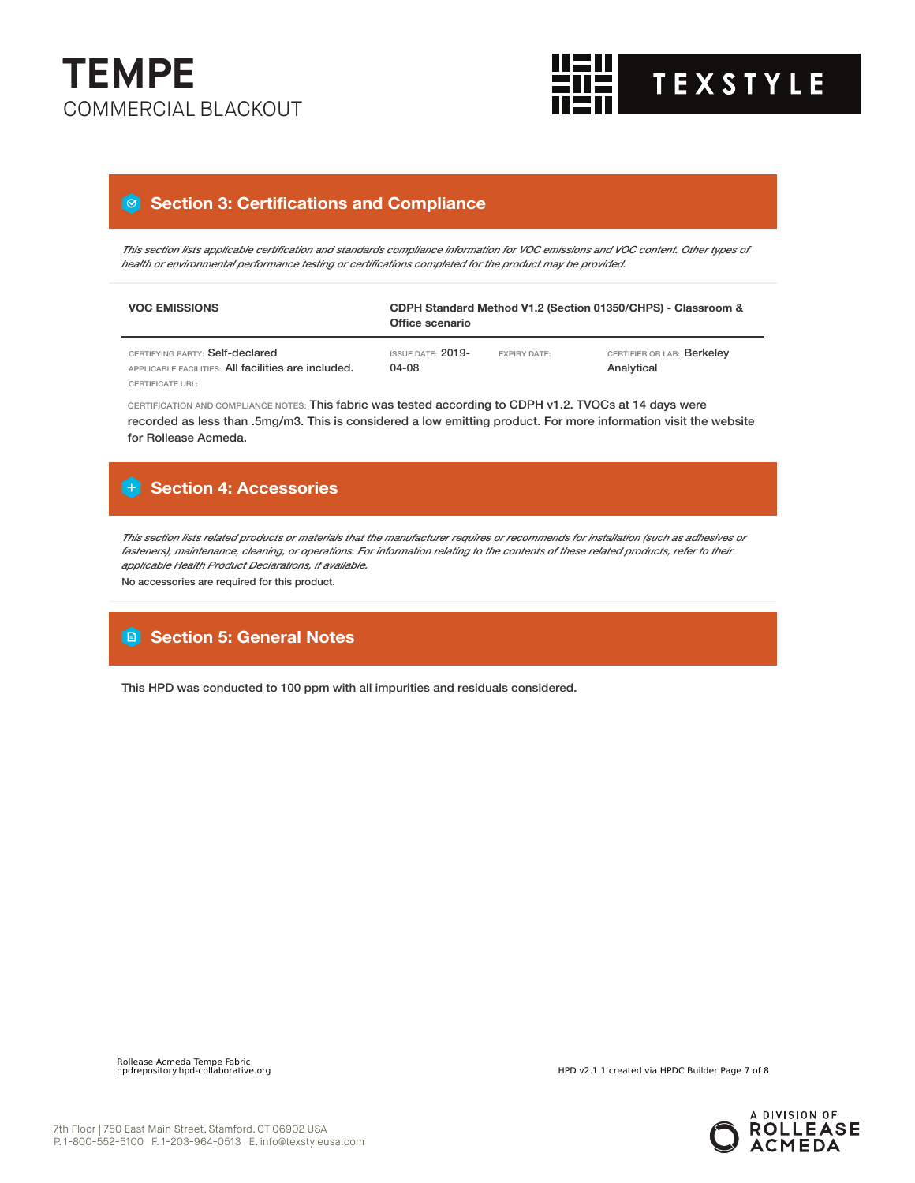## Section 3: Certifications and Compliance

*This section lists applicable certification and standards compliance information for VOC emissions and VOC content. Other types of health or environmental performance testing or certifications completed for the product may be provided.*

| **VOC EMISSIONS** | **CDPH Standard Method V1.2 (Section 01350/CHPS) - Classroom & Office scenario** | | |
|---|---|---|---|
| CERTIFYING PARTY: Self-declared<br>APPLICABLE FACILITIES: All facilities are included.<br>CERTIFICATE URL: | ISSUE DATE: 2019-04-08 | EXPIRY DATE: | CERTIFIER OR LAB: Berkeley Analytical |

CERTIFICATION AND COMPLIANCE NOTES: This fabric was tested according to CDPH v1.2. TVOCs at 14 days were recorded as less than .5mg/m3. This is considered a low emitting product. For more information visit the website for Rollease Acmeda.

## Section 4: Accessories

*This section lists related products or materials that the manufacturer requires or recommends for installation (such as adhesives or fasteners), maintenance, cleaning, or operations. For information relating to the contents of these related products, refer to their applicable Health Product Declarations, if available.*

No accessories are required for this product.

## Section 5: General Notes

This HPD was conducted to 100 ppm with all impurities and residuals considered.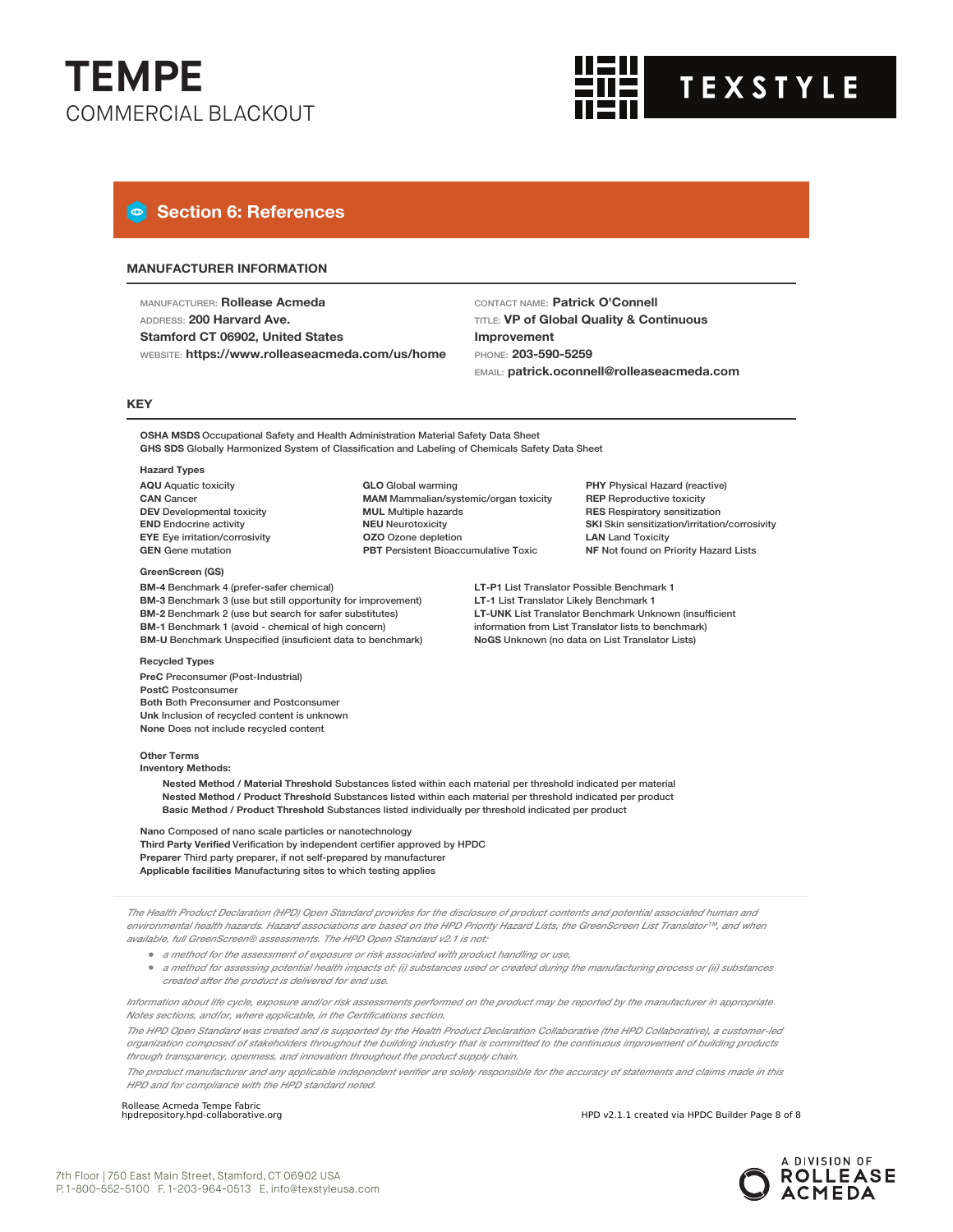# TEMPE

COMMERCIAL BLACKOUT

TEXSTYLE

## Section 6: References

### MANUFACTURER INFORMATION

MANUFACTURER: **Rollease Acmeda**
ADDRESS: **200 Harvard Ave.**
**Stamford CT 06902, United States**
WEBSITE: **https://www.rolleaseacmeda.com/us/home**

CONTACT NAME: **Patrick O'Connell**
TITLE: **VP of Global Quality & Continuous Improvement**
PHONE: **203-590-5259**
EMAIL: **patrick.oconnell@rolleaseacmeda.com**

### KEY

**OSHA MSDS** Occupational Safety and Health Administration Material Safety Data Sheet
**GHS SDS** Globally Harmonized System of Classification and Labeling of Chemicals Safety Data Sheet

**Hazard Types**

**AQU** Aquatic toxicity
**CAN** Cancer
**DEV** Developmental toxicity
**END** Endocrine activity
**EYE** Eye irritation/corrosivity
**GEN** Gene mutation
**GLO** Global warming
**MAM** Mammalian/systemic/organ toxicity
**MUL** Multiple hazards
**NEU** Neurotoxicity
**OZO** Ozone depletion
**PBT** Persistent Bioaccumulative Toxic
**PHY** Physical Hazard (reactive)
**REP** Reproductive toxicity
**RES** Respiratory sensitization
**SKI** Skin sensitization/irritation/corrosivity
**LAN** Land Toxicity
**NF** Not found on Priority Hazard Lists

**GreenScreen (GS)**

**BM-4** Benchmark 4 (prefer-safer chemical)
**BM-3** Benchmark 3 (use but still opportunity for improvement)
**BM-2** Benchmark 2 (use but search for safer substitutes)
**BM-1** Benchmark 1 (avoid - chemical of high concern)
**BM-U** Benchmark Unspecified (insuficient data to benchmark)
**LT-P1** List Translator Possible Benchmark 1
**LT-1** List Translator Likely Benchmark 1
**LT-UNK** List Translator Benchmark Unknown (insufficient information from List Translator lists to benchmark)
**NoGS** Unknown (no data on List Translator Lists)

**Recycled Types**

**PreC** Preconsumer (Post-Industrial)
**PostC** Postconsumer
**Both** Both Preconsumer and Postconsumer
**Unk** Inclusion of recycled content is unknown
**None** Does not include recycled content

**Other Terms**
**Inventory Methods:**

- **Nested Method / Material Threshold** Substances listed within each material per threshold indicated per material
- **Nested Method / Product Threshold** Substances listed within each material per threshold indicated per product
- **Basic Method / Product Threshold** Substances listed individually per threshold indicated per product

**Nano** Composed of nano scale particles or nanotechnology
**Third Party Verified** Verification by independent certifier approved by HPDC
**Preparer** Third party preparer, if not self-prepared by manufacturer
**Applicable facilities** Manufacturing sites to which testing applies

*The Health Product Declaration (HPD) Open Standard provides for the disclosure of product contents and potential associated human and environmental health impacts. Hazard associations are based on the HPD Priority Hazard Lists, the GreenScreen List Translator™, and when available, full GreenScreen® assessments. The HPD Open Standard v2.1 is not:*

- *a method for the assessment of exposure or risk associated with product handling or use,*
- *a method for assessing potential health impacts of: (i) substances used or created during the manufacturing process or (ii) substances created after the product is delivered for end use.*

*Information about life cycle, exposure and/or risk assessments performed on the product may be reported by the manufacturer in appropriate Notes sections, and/or, where applicable, in the Certifications section.*

*The HPD Open Standard was created and is supported by the Health Product Declaration Collaborative (the HPD Collaborative), a customer-led organization composed of stakeholders throughout the building industry that is committed to the continuous improvement of building products through transparency, openness, and innovation throughout the product supply chain.*

*The product manufacturer and any applicable independent verifier are solely responsible for the accuracy of statements and claims made in this HPD and for compliance with the HPD standard noted.*

Rollease Acmeda Tempe Fabric
hpdrepository.hpd-collaborative.org

HPD v2.1.1 created via HPDC Builder

7th Floor | 750 East Main Street, Stamford, CT 06902 USA
P. 1-800-552-5100 F. 1-203-964-0513 E. info@texstyleusa.com

A DIVISION OF ROLLEASE ACMEDA